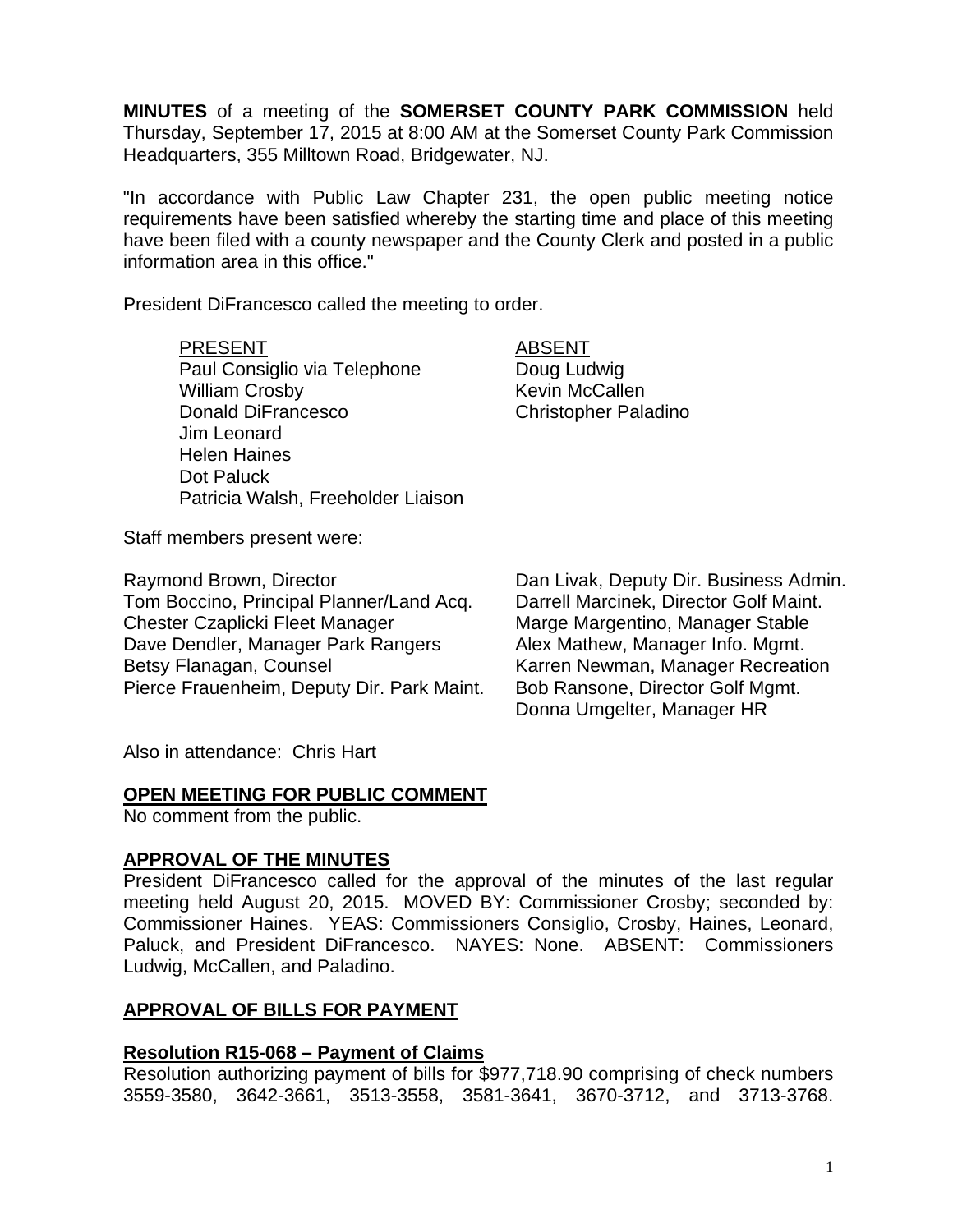**MINUTES** of a meeting of the **SOMERSET COUNTY PARK COMMISSION** held Thursday, September 17, 2015 at 8:00 AM at the Somerset County Park Commission Headquarters, 355 Milltown Road, Bridgewater, NJ.

"In accordance with Public Law Chapter 231, the open public meeting notice requirements have been satisfied whereby the starting time and place of this meeting have been filed with a county newspaper and the County Clerk and posted in a public information area in this office."

President DiFrancesco called the meeting to order.

| PRESENT | ABSENT |
|---|---|
| Paul Consiglio via Telephone | Doug Ludwig |
| William Crosby | Kevin McCallen |
| Donald DiFrancesco | Christopher Paladino |
| Jim Leonard | |
| Helen Haines | |
| Dot Paluck | |
| Patricia Walsh, Freeholder Liaison | |

Staff members present were:

Raymond Brown, Director
Tom Boccino, Principal Planner/Land Acq.
Chester Czaplicki Fleet Manager
Dave Dendler, Manager Park Rangers
Betsy Flanagan, Counsel
Pierce Frauenheim, Deputy Dir. Park Maint.
Dan Livak, Deputy Dir. Business Admin.
Darrell Marcinek, Director Golf Maint.
Marge Margentino, Manager Stable
Alex Mathew, Manager Info. Mgmt.
Karren Newman, Manager Recreation
Bob Ransone, Director Golf Mgmt.
Donna Umgelter, Manager HR

Also in attendance: Chris Hart

## OPEN MEETING FOR PUBLIC COMMENT

No comment from the public.

## APPROVAL OF THE MINUTES

President DiFrancesco called for the approval of the minutes of the last regular meeting held August 20, 2015. MOVED BY: Commissioner Crosby; seconded by: Commissioner Haines. YEAS: Commissioners Consiglio, Crosby, Haines, Leonard, Paluck, and President DiFrancesco. NAYES: None. ABSENT: Commissioners Ludwig, McCallen, and Paladino.

## APPROVAL OF BILLS FOR PAYMENT

### Resolution R15-068 – Payment of Claims

Resolution authorizing payment of bills for $977,718.90 comprising of check numbers 3559-3580, 3642-3661, 3513-3558, 3581-3641, 3670-3712, and 3713-3768.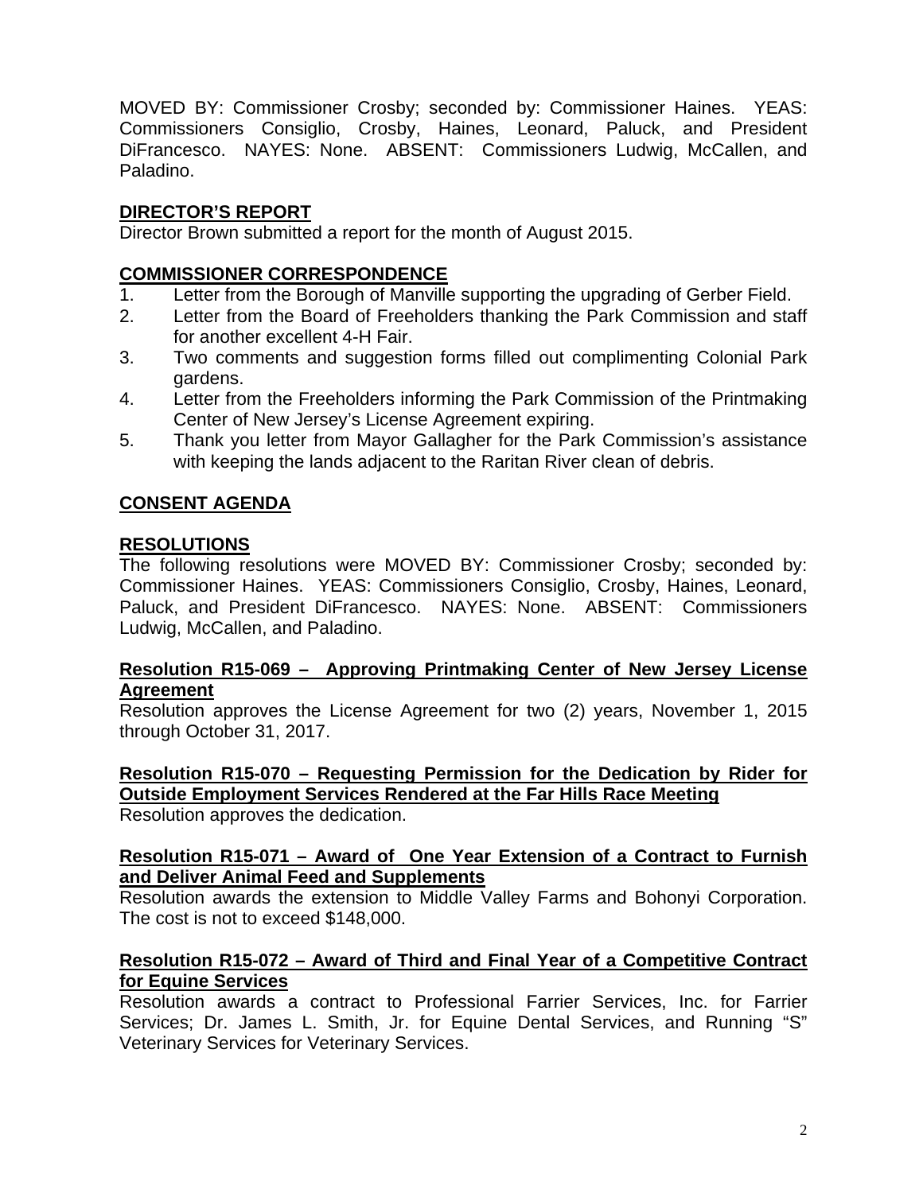MOVED BY: Commissioner Crosby; seconded by: Commissioner Haines. YEAS: Commissioners Consiglio, Crosby, Haines, Leonard, Paluck, and President DiFrancesco. NAYES: None. ABSENT: Commissioners Ludwig, McCallen, and Paladino.

## DIRECTOR'S REPORT

Director Brown submitted a report for the month of August 2015.

## COMMISSIONER CORRESPONDENCE

1. Letter from the Borough of Manville supporting the upgrading of Gerber Field.
2. Letter from the Board of Freeholders thanking the Park Commission and staff for another excellent 4-H Fair.
3. Two comments and suggestion forms filled out complimenting Colonial Park gardens.
4. Letter from the Freeholders informing the Park Commission of the Printmaking Center of New Jersey's License Agreement expiring.
5. Thank you letter from Mayor Gallagher for the Park Commission's assistance with keeping the lands adjacent to the Raritan River clean of debris.

## CONSENT AGENDA

## RESOLUTIONS

The following resolutions were MOVED BY: Commissioner Crosby; seconded by: Commissioner Haines. YEAS: Commissioners Consiglio, Crosby, Haines, Leonard, Paluck, and President DiFrancesco. NAYES: None. ABSENT: Commissioners Ludwig, McCallen, and Paladino.

### Resolution R15-069 – Approving Printmaking Center of New Jersey License Agreement

Resolution approves the License Agreement for two (2) years, November 1, 2015 through October 31, 2017.

### Resolution R15-070 – Requesting Permission for the Dedication by Rider for Outside Employment Services Rendered at the Far Hills Race Meeting

Resolution approves the dedication.

### Resolution R15-071 – Award of One Year Extension of a Contract to Furnish and Deliver Animal Feed and Supplements

Resolution awards the extension to Middle Valley Farms and Bohonyi Corporation. The cost is not to exceed $148,000.

### Resolution R15-072 – Award of Third and Final Year of a Competitive Contract for Equine Services

Resolution awards a contract to Professional Farrier Services, Inc. for Farrier Services; Dr. James L. Smith, Jr. for Equine Dental Services, and Running "S" Veterinary Services for Veterinary Services.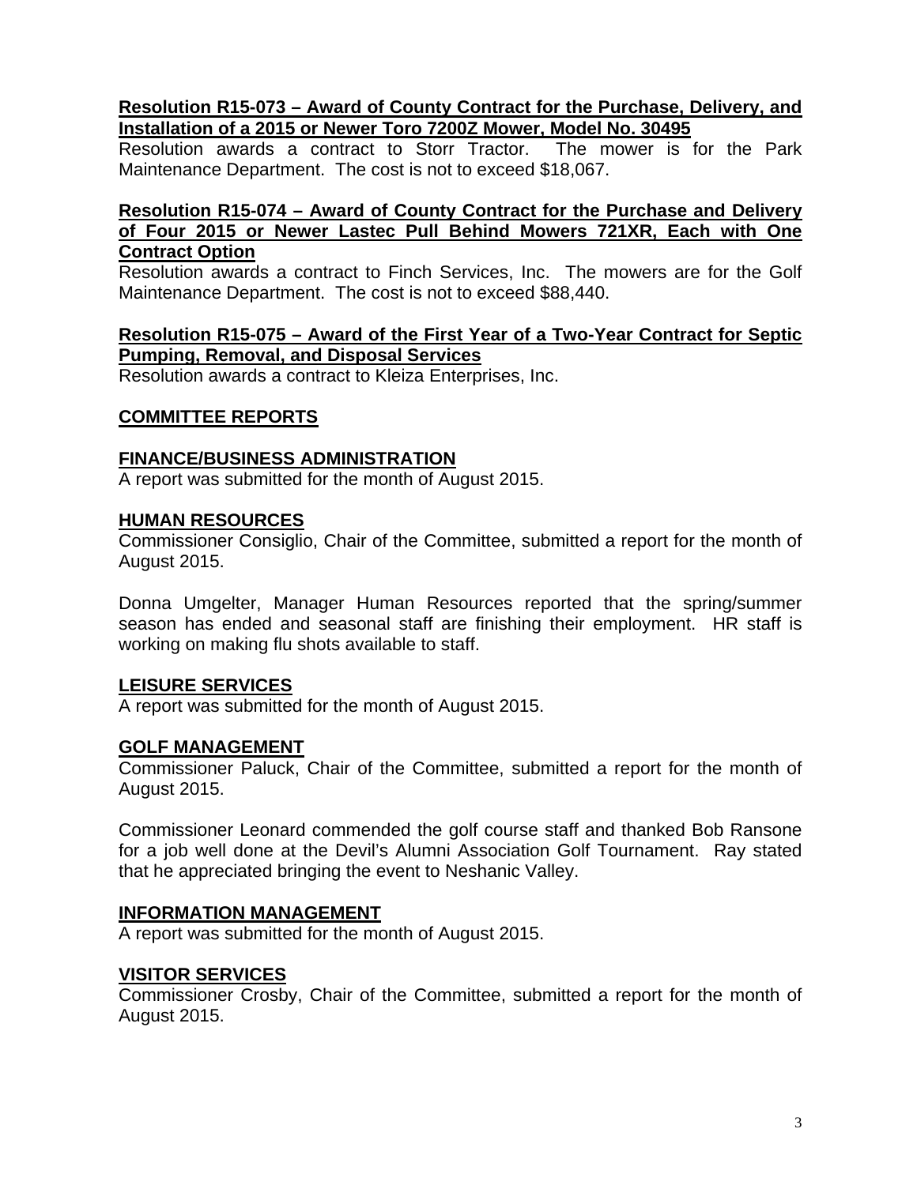**Resolution R15-073 – Award of County Contract for the Purchase, Delivery, and Installation of a 2015 or Newer Toro 7200Z Mower, Model No. 30495**

Resolution awards a contract to Storr Tractor. The mower is for the Park Maintenance Department. The cost is not to exceed $18,067.

**Resolution R15-074 – Award of County Contract for the Purchase and Delivery of Four 2015 or Newer Lastec Pull Behind Mowers 721XR, Each with One Contract Option**

Resolution awards a contract to Finch Services, Inc. The mowers are for the Golf Maintenance Department. The cost is not to exceed $88,440.

**Resolution R15-075 – Award of the First Year of a Two-Year Contract for Septic Pumping, Removal, and Disposal Services**

Resolution awards a contract to Kleiza Enterprises, Inc.

## COMMITTEE REPORTS

### FINANCE/BUSINESS ADMINISTRATION

A report was submitted for the month of August 2015.

### HUMAN RESOURCES

Commissioner Consiglio, Chair of the Committee, submitted a report for the month of August 2015.

Donna Umgelter, Manager Human Resources reported that the spring/summer season has ended and seasonal staff are finishing their employment. HR staff is working on making flu shots available to staff.

### LEISURE SERVICES

A report was submitted for the month of August 2015.

### GOLF MANAGEMENT

Commissioner Paluck, Chair of the Committee, submitted a report for the month of August 2015.

Commissioner Leonard commended the golf course staff and thanked Bob Ransone for a job well done at the Devil's Alumni Association Golf Tournament. Ray stated that he appreciated bringing the event to Neshanic Valley.

### INFORMATION MANAGEMENT

A report was submitted for the month of August 2015.

### VISITOR SERVICES

Commissioner Crosby, Chair of the Committee, submitted a report for the month of August 2015.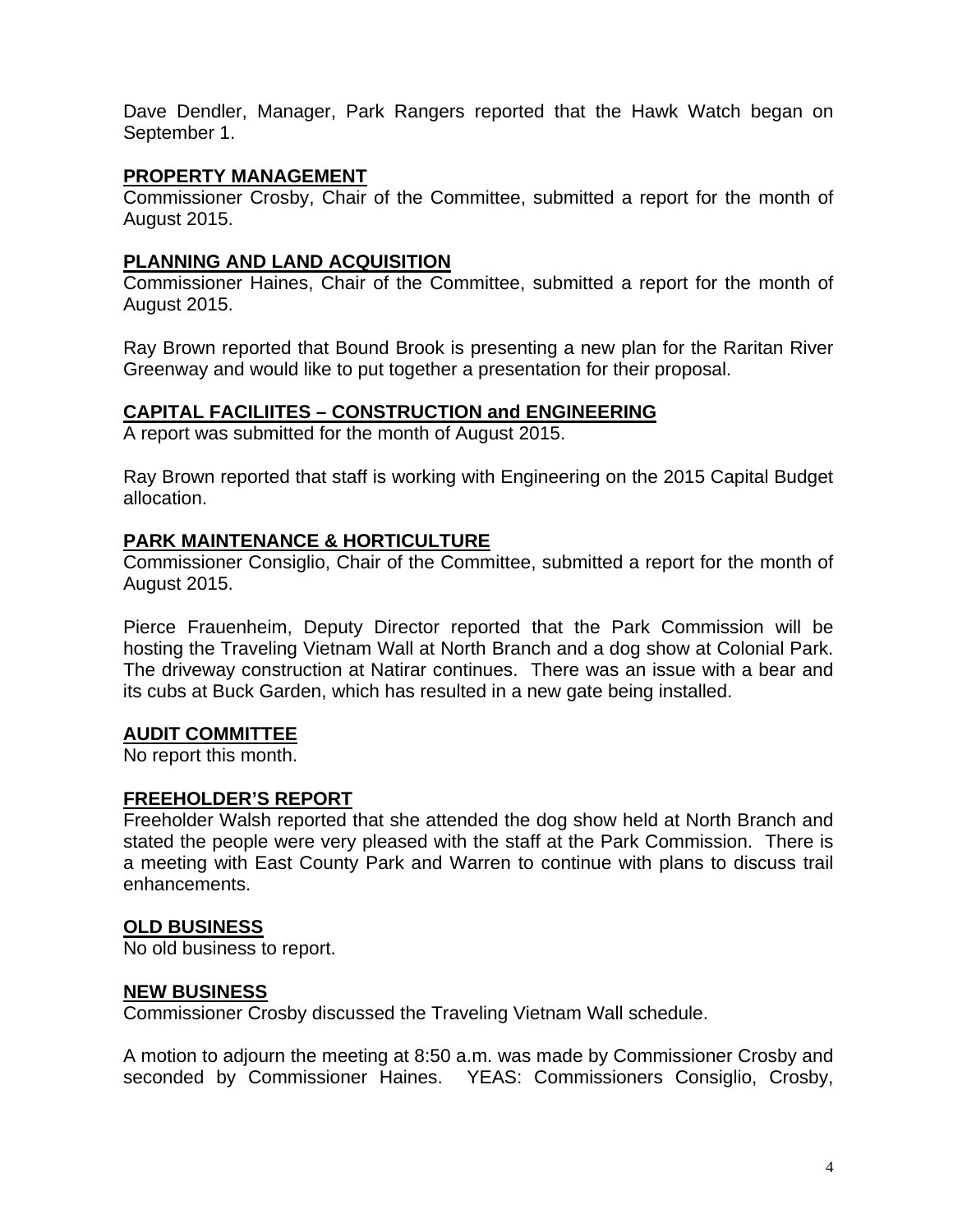Dave Dendler, Manager, Park Rangers reported that the Hawk Watch began on September 1.

## PROPERTY MANAGEMENT

Commissioner Crosby, Chair of the Committee, submitted a report for the month of August 2015.

## PLANNING AND LAND ACQUISITION

Commissioner Haines, Chair of the Committee, submitted a report for the month of August 2015.

Ray Brown reported that Bound Brook is presenting a new plan for the Raritan River Greenway and would like to put together a presentation for their proposal.

## CAPITAL FACILIITES – CONSTRUCTION and ENGINEERING

A report was submitted for the month of August 2015.

Ray Brown reported that staff is working with Engineering on the 2015 Capital Budget allocation.

## PARK MAINTENANCE & HORTICULTURE

Commissioner Consiglio, Chair of the Committee, submitted a report for the month of August 2015.

Pierce Frauenheim, Deputy Director reported that the Park Commission will be hosting the Traveling Vietnam Wall at North Branch and a dog show at Colonial Park. The driveway construction at Natirar continues. There was an issue with a bear and its cubs at Buck Garden, which has resulted in a new gate being installed.

## AUDIT COMMITTEE

No report this month.

## FREEHOLDER'S REPORT

Freeholder Walsh reported that she attended the dog show held at North Branch and stated the people were very pleased with the staff at the Park Commission. There is a meeting with East County Park and Warren to continue with plans to discuss trail enhancements.

## OLD BUSINESS

No old business to report.

## NEW BUSINESS

Commissioner Crosby discussed the Traveling Vietnam Wall schedule.

A motion to adjourn the meeting at 8:50 a.m. was made by Commissioner Crosby and seconded by Commissioner Haines. YEAS: Commissioners Consiglio, Crosby,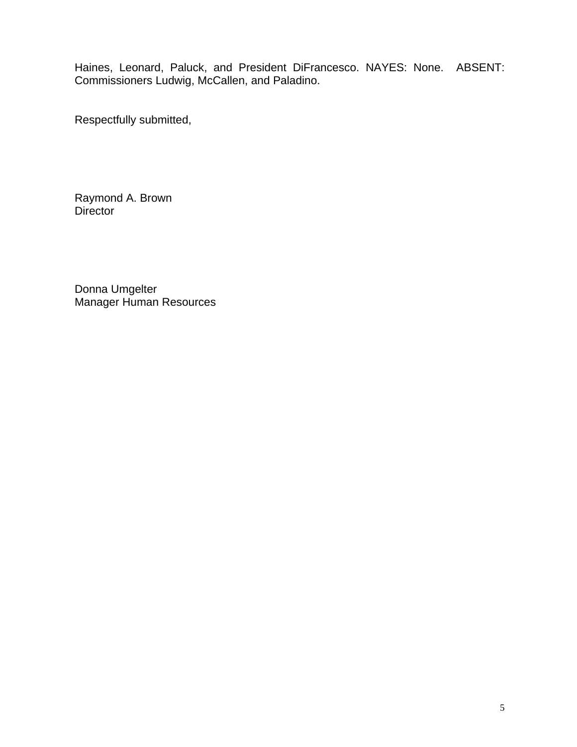Haines, Leonard, Paluck, and President DiFrancesco. NAYES: None. ABSENT: Commissioners Ludwig, McCallen, and Paladino.

Respectfully submitted,

Raymond A. Brown
Director

Donna Umgelter
Manager Human Resources